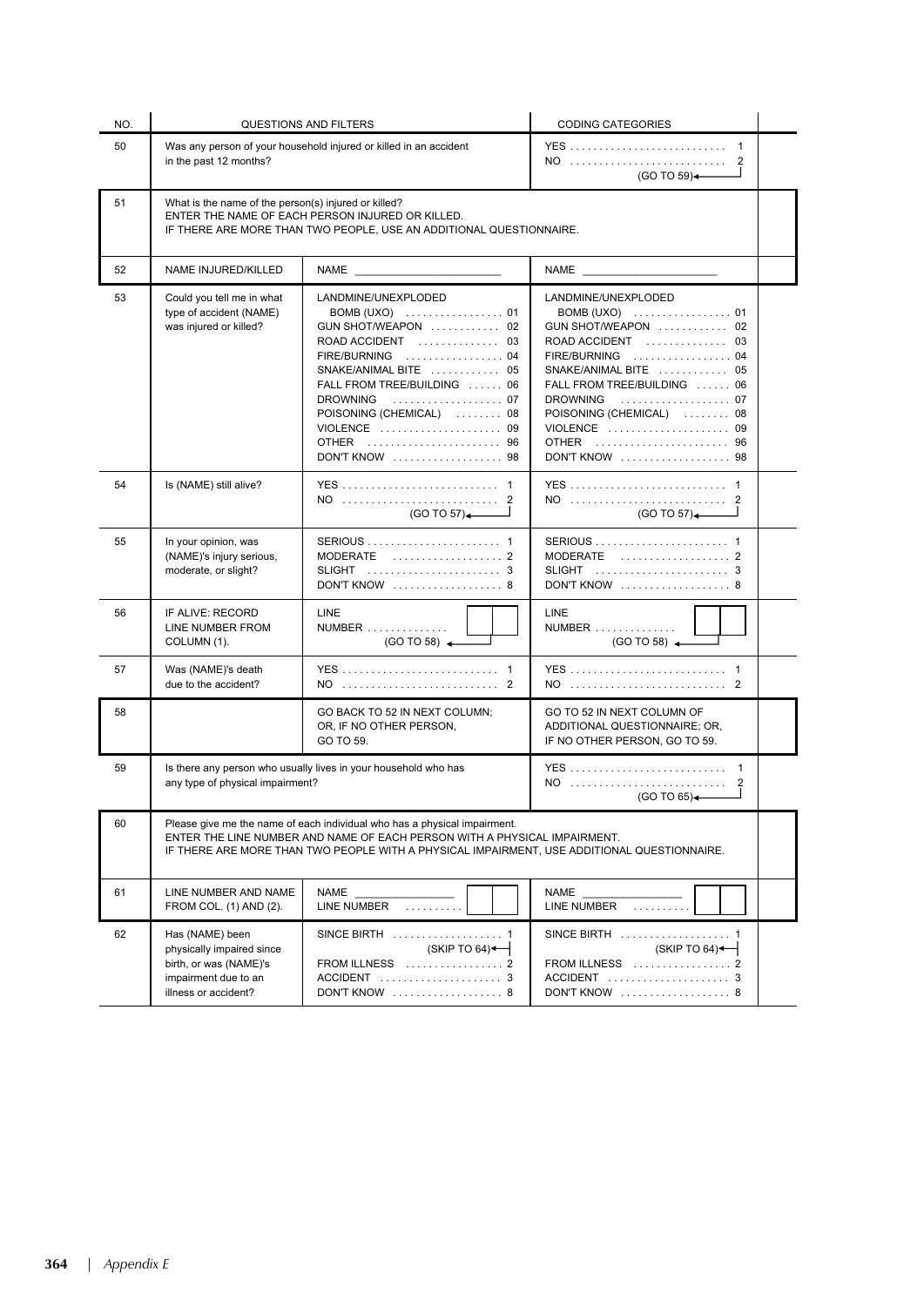| NO. | QUESTIONS AND FILTERS | | CODING CATEGORIES |
|---|---|---|---|
| 50 | Was any person of your household injured or killed in an accident in the past 12 months? | | YES . . . . . . . . 1<br>NO . . . . . . . . 2 (GO TO 59) |
| 51 | What is the name of the person(s) injured or killed?<br>ENTER THE NAME OF EACH PERSON INJURED OR KILLED.<br>IF THERE ARE MORE THAN TWO PEOPLE, USE AN ADDITIONAL QUESTIONNAIRE. | | |
| 52 | NAME INJURED/KILLED | NAME ______________ | NAME ______________ |
| 53 | Could you tell me in what type of accident (NAME) was injured or killed? | LANDMINE/UNEXPLODED BOMB (UXO) . . . . 01<br>GUN SHOT/WEAPON . . . . 02<br>ROAD ACCIDENT . . . . 03<br>FIRE/BURNING . . . . 04<br>SNAKE/ANIMAL BITE . . . . 05<br>FALL FROM TREE/BUILDING . . . . 06<br>DROWNING . . . . 07<br>POISONING (CHEMICAL) . . . . 08<br>VIOLENCE . . . . 09<br>OTHER . . . . 96<br>DON'T KNOW . . . . 98 | LANDMINE/UNEXPLODED BOMB (UXO) . . . . 01<br>GUN SHOT/WEAPON . . . . 02<br>ROAD ACCIDENT . . . . 03<br>FIRE/BURNING . . . . 04<br>SNAKE/ANIMAL BITE . . . . 05<br>FALL FROM TREE/BUILDING . . . . 06<br>DROWNING . . . . 07<br>POISONING (CHEMICAL) . . . . 08<br>VIOLENCE . . . . 09<br>OTHER . . . . 96<br>DON'T KNOW . . . . 98 |
| 54 | Is (NAME) still alive? | YES . . . . . . . . 1<br>NO . . . . . . . . 2 (GO TO 57) | YES . . . . . . . . 1<br>NO . . . . . . . . 2 (GO TO 57) |
| 55 | In your opinion, was (NAME)'s injury serious, moderate, or slight? | SERIOUS . . . . . . . . 1<br>MODERATE . . . . . . . . 2<br>SLIGHT . . . . . . . . 3<br>DON'T KNOW . . . . . . . . 8 | SERIOUS . . . . . . . . 1<br>MODERATE . . . . . . . . 2<br>SLIGHT . . . . . . . . 3<br>DON'T KNOW . . . . . . . . 8 |
| 56 | IF ALIVE: RECORD LINE NUMBER FROM COLUMN (1). | LINE NUMBER . . . . [ ][ ] (GO TO 58) | LINE NUMBER . . . . [ ][ ] (GO TO 58) |
| 57 | Was (NAME)'s death due to the accident? | YES . . . . . . . . 1<br>NO . . . . . . . . 2 | YES . . . . . . . . 1<br>NO . . . . . . . . 2 |
| 58 | | GO BACK TO 52 IN NEXT COLUMN; OR, IF NO OTHER PERSON, GO TO 59. | GO TO 52 IN NEXT COLUMN OF ADDITIONAL QUESTIONNAIRE; OR, IF NO OTHER PERSON, GO TO 59. |
| 59 | Is there any person who usually lives in your household who has any type of physical impairment? | | YES . . . . . . . . 1<br>NO . . . . . . . . 2 (GO TO 65) |
| 60 | Please give me the name of each individual who has a physical impairment.<br>ENTER THE LINE NUMBER AND NAME OF EACH PERSON WITH A PHYSICAL IMPAIRMENT.<br>IF THERE ARE MORE THAN TWO PEOPLE WITH A PHYSICAL IMPAIRMENT, USE ADDITIONAL QUESTIONNAIRE. | | |
| 61 | LINE NUMBER AND NAME FROM COL. (1) AND (2). | NAME ______________<br>LINE NUMBER . . . . [ ][ ] | NAME ______________<br>LINE NUMBER . . . . [ ][ ] |
| 62 | Has (NAME) been physically impaired since birth, or was (NAME)'s impairment due to an illness or accident? | SINCE BIRTH . . . . . . . . 1 (SKIP TO 64)<br>FROM ILLNESS . . . . . . . . 2<br>ACCIDENT . . . . . . . . 3<br>DON'T KNOW . . . . . . . . 8 | SINCE BIRTH . . . . . . . . 1 (SKIP TO 64)<br>FROM ILLNESS . . . . . . . . 2<br>ACCIDENT . . . . . . . . 3<br>DON'T KNOW . . . . . . . . 8 |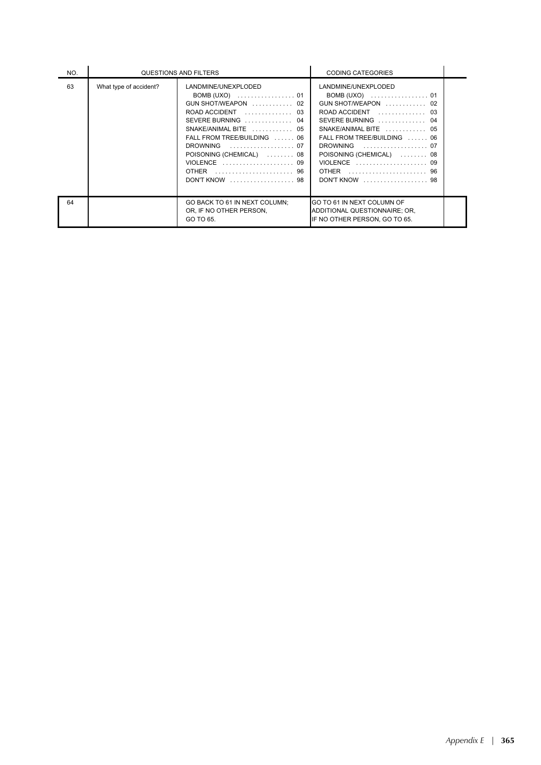| NO. | QUESTIONS AND FILTERS | | CODING CATEGORIES | |
|---|---|---|---|---|
| 63 | What type of accident? | LANDMINE/UNEXPLODED BOMB (UXO) . . . . . . . . . . . . . . . . 01<br>GUN SHOT/WEAPON . . . . . . . . . . . . 02<br>ROAD ACCIDENT . . . . . . . . . . . . . . 03<br>SEVERE BURNING . . . . . . . . . . . . . . 04<br>SNAKE/ANIMAL BITE . . . . . . . . . . . . 05<br>FALL FROM TREE/BUILDING . . . . . . 06<br>DROWNING . . . . . . . . . . . . . . . . . . . 07<br>POISONING (CHEMICAL) . . . . . . . . 08<br>VIOLENCE . . . . . . . . . . . . . . . . . . . . . 09<br>OTHER . . . . . . . . . . . . . . . . . . . . . . . 96<br>DON'T KNOW . . . . . . . . . . . . . . . . . . . 98 | LANDMINE/UNEXPLODED BOMB (UXO) . . . . . . . . . . . . . . . . 01<br>GUN SHOT/WEAPON . . . . . . . . . . . . 02<br>ROAD ACCIDENT . . . . . . . . . . . . . . 03<br>SEVERE BURNING . . . . . . . . . . . . . . 04<br>SNAKE/ANIMAL BITE . . . . . . . . . . . . 05<br>FALL FROM TREE/BUILDING . . . . . . 06<br>DROWNING . . . . . . . . . . . . . . . . . . . 07<br>POISONING (CHEMICAL) . . . . . . . . 08<br>VIOLENCE . . . . . . . . . . . . . . . . . . . . . 09<br>OTHER . . . . . . . . . . . . . . . . . . . . . . . 96<br>DON'T KNOW . . . . . . . . . . . . . . . . . . . 98 | |
| 64 | | GO BACK TO 61 IN NEXT COLUMN; OR, IF NO OTHER PERSON, GO TO 65. | GO TO 61 IN NEXT COLUMN OF ADDITIONAL QUESTIONNAIRE; OR, IF NO OTHER PERSON, GO TO 65. | |